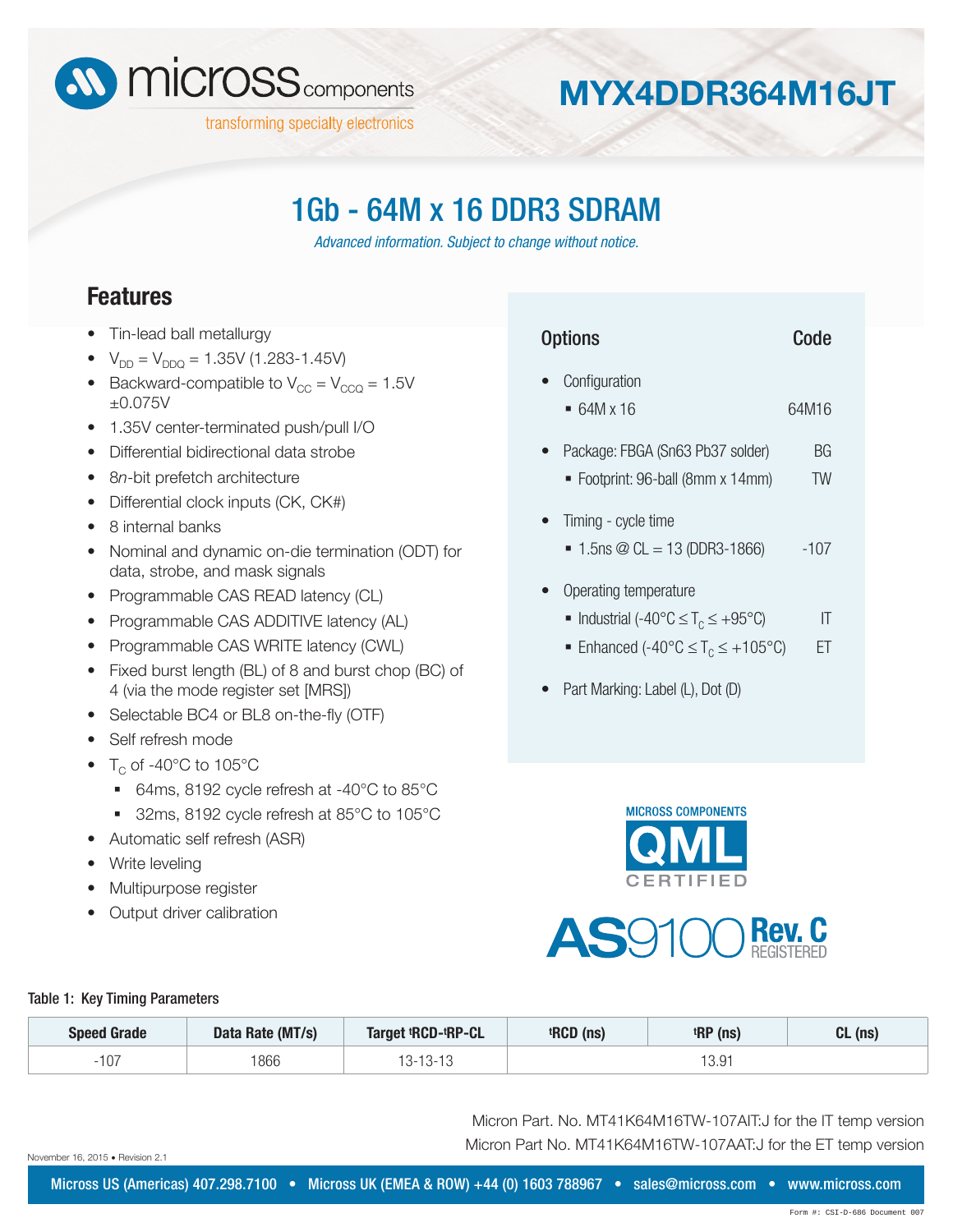# MYX4DDR364M16JT

## 1Gb - 64M x 16 DDR3 SDRAM

*Advanced information. Subject to change without notice.*

## Features

- Tin-lead ball metallurgy
- $V_{DD} = V_{DDQ}$ = 1.35V (1.283-1.45V)
- Backward-compatible to $V_{CC} = V_{CCQ}$ = 1.5V ±0.075V
- 1.35V center-terminated push/pull I/O
- Differential bidirectional data strobe
- 8*n*-bit prefetch architecture
- Differential clock inputs (CK, CK#)
- 8 internal banks
- Nominal and dynamic on-die termination (ODT) for data, strobe, and mask signals
- Programmable CAS READ latency (CL)
- Programmable CAS ADDITIVE latency (AL)
- Programmable CAS WRITE latency (CWL)
- Fixed burst length (BL) of 8 and burst chop (BC) of 4 (via the mode register set [MRS])
- Selectable BC4 or BL8 on-the-fly (OTF)
- Self refresh mode
- $T_C$ of -40°C to 105°C
  - 64ms, 8192 cycle refresh at -40°C to 85°C
  - 32ms, 8192 cycle refresh at 85°C to 105°C
- Automatic self refresh (ASR)
- Write leveling
- Multipurpose register
- Output driver calibration

| Options | Code |
|---|---|
| • Configuration | |
| ▪ 64M x 16 | 64M16 |
| • Package: FBGA (Sn63 Pb37 solder) | BG |
| ▪ Footprint: 96-ball (8mm x 14mm) | TW |
| • Timing - cycle time | |
| ▪ 1.5ns @ CL = 13 (DDR3-1866) | -107 |
| • Operating temperature | |
| ▪ Industrial (-40°C ≤ $T_C$ ≤ +95°C) | IT |
| ▪ Enhanced (-40°C ≤ $T_C$ ≤ +105°C) | ET |
| • Part Marking: Label (L), Dot (D) | |

MICROSS COMPONENTS QML CERTIFIED

AS9100 Rev. C REGISTERED

Table 1: Key Timing Parameters

| Speed Grade | Data Rate (MT/s) | Target tRCD-tRP-CL | tRCD (ns) | tRP (ns) | CL (ns) |
|---|---|---|---|---|---|
| -107 | 1866 | 13-13-13 | 13.91 | | |

Micron Part. No. MT41K64M16TW-107AIT:J for the IT temp version

Micron Part No. MT41K64M16TW-107AAT:J for the ET temp version

November 16, 2015 • Revision 2.1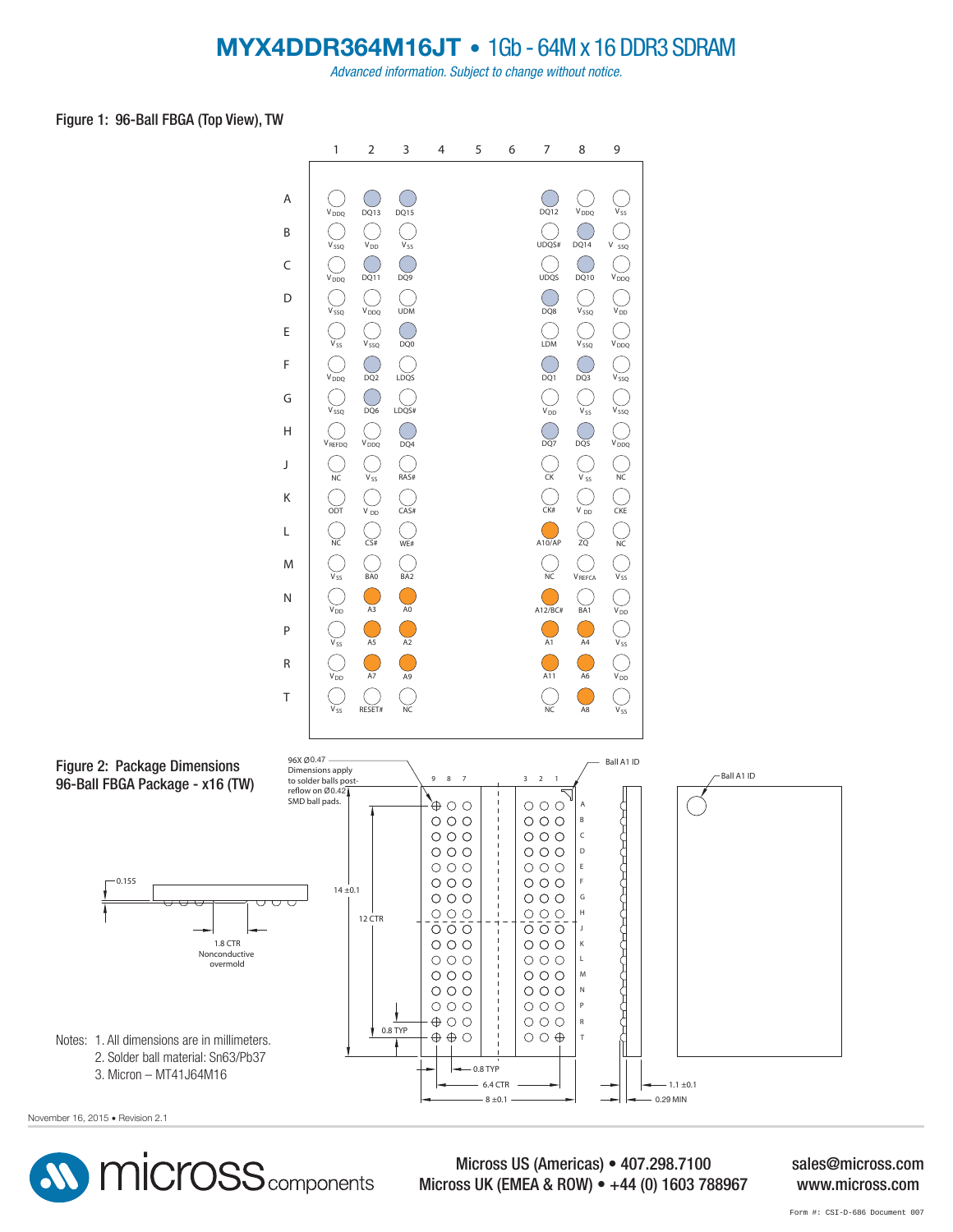Figure 1: 96-Ball FBGA (Top View), TW

| | 1 | 2 | 3 | 4 | 5 | 6 | 7 | 8 | 9 |
|---|---|---|---|---|---|---|---|---|---|
| A | $V_{DDQ}$ | DQ13 | DQ15 | | | | DQ12 | $V_{DDQ}$ | $V_{SS}$ |
| B | $V_{SSQ}$ | $V_{DD}$ | $V_{SS}$ | | | | UDQS# | DQ14 | $V_{SSQ}$ |
| C | $V_{DDQ}$ | DQ11 | DQ9 | | | | UDQS | DQ10 | $V_{DDQ}$ |
| D | $V_{SSQ}$ | $V_{DDQ}$ | UDM | | | | DQ8 | $V_{SSQ}$ | $V_{DD}$ |
| E | $V_{SS}$ | $V_{SSQ}$ | DQ0 | | | | LDM | $V_{SSQ}$ | $V_{DDQ}$ |
| F | $V_{DDQ}$ | DQ2 | LDQS | | | | DQ1 | DQ3 | $V_{SSQ}$ |
| G | $V_{SSQ}$ | DQ6 | LDQS# | | | | $V_{DD}$ | $V_{SS}$ | $V_{SSQ}$ |
| H | $V_{REFDQ}$ | $V_{DDQ}$ | DQ4 | | | | DQ7 | DQ5 | $V_{DDQ}$ |
| J | NC | $V_{SS}$ | RAS# | | | | CK | $V_{SS}$ | NC |
| K | ODT | $V_{DD}$ | CAS# | | | | CK# | $V_{DD}$ | CKE |
| L | NC | CS# | WE# | | | | A10/AP | ZQ | NC |
| M | $V_{SS}$ | BA0 | BA2 | | | | NC | $V_{REFCA}$ | $V_{SS}$ |
| N | $V_{DD}$ | A3 | A0 | | | | A12/BC# | BA1 | $V_{DD}$ |
| P | $V_{SS}$ | A5 | A2 | | | | A1 | A4 | $V_{SS}$ |
| R | $V_{DD}$ | A7 | A9 | | | | A11 | A6 | $V_{DD}$ |
| T | $V_{SS}$ | RESET# | NC | | | | NC | A8 | $V_{SS}$ |

Figure 2: Package Dimensions 96-Ball FBGA Package - x16 (TW)

96X Ø0.47
Dimensions apply to solder balls post-reflow on Ø0.42 SMD ball pads.

Ball A1 ID

Ball A1 ID

0.155

1.8 CTR
Nonconductive overmold

14 ±0.1

12 CTR

0.8 TYP

0.8 TYP

6.4 CTR

8 ±0.1

1.1 ±0.1

0.29 MIN

Notes:
1. All dimensions are in millimeters.
2. Solder ball material: Sn63/Pb37
3. Micron – MT41J64M16